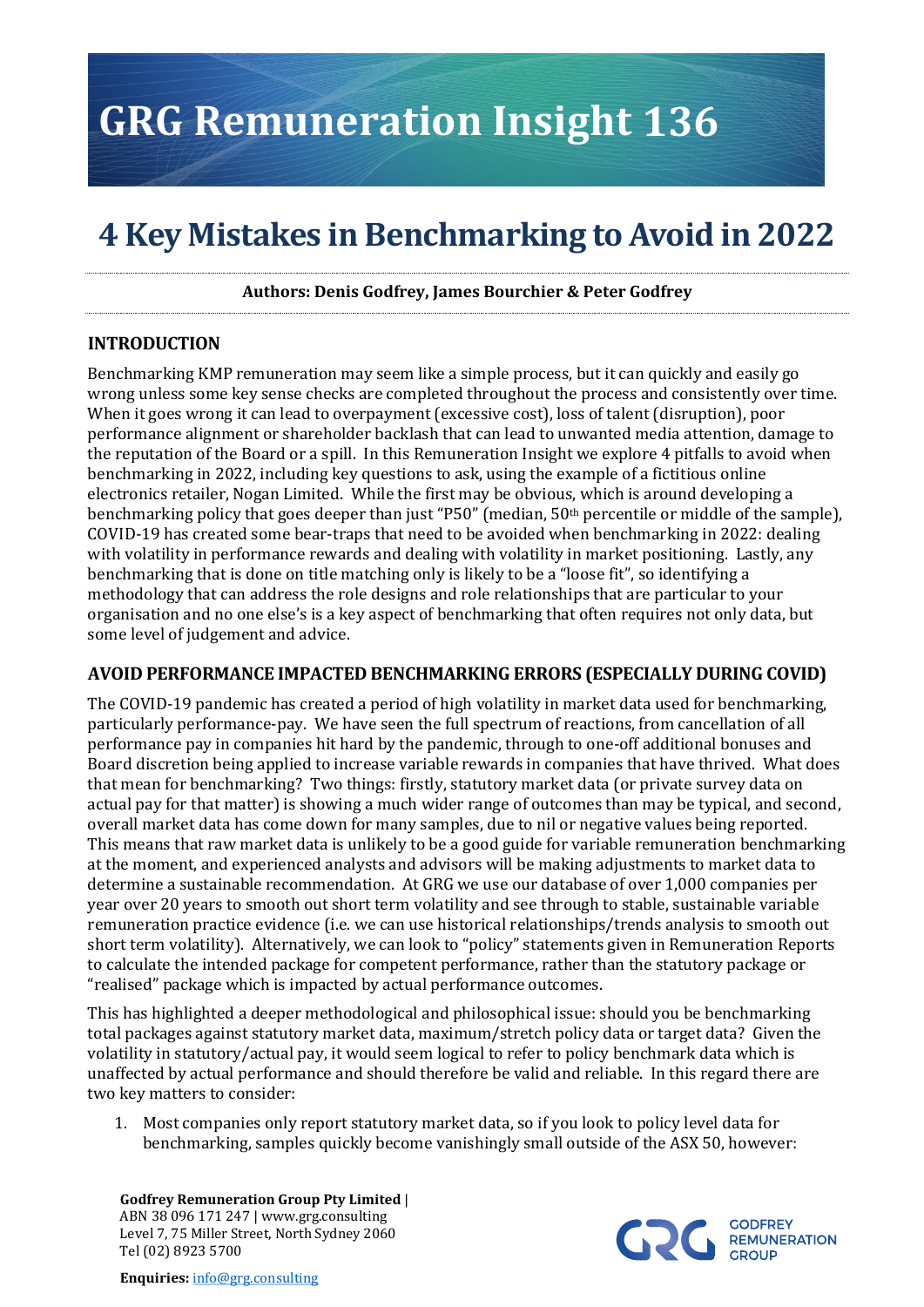# GRG Remuneration Insight 136

## 4 Key Mistakes in Benchmarking to Avoid in 2022

**Authors: Denis Godfrey, James Bourchier & Peter Godfrey**

### INTRODUCTION

Benchmarking KMP remuneration may seem like a simple process, but it can quickly and easily go wrong unless some key sense checks are completed throughout the process and consistently over time. When it goes wrong it can lead to overpayment (excessive cost), loss of talent (disruption), poor performance alignment or shareholder backlash that can lead to unwanted media attention, damage to the reputation of the Board or a spill. In this Remuneration Insight we explore 4 pitfalls to avoid when benchmarking in 2022, including key questions to ask, using the example of a fictitious online electronics retailer, Nogan Limited. While the first may be obvious, which is around developing a benchmarking policy that goes deeper than just "P50" (median, 50th percentile or middle of the sample), COVID-19 has created some bear-traps that need to be avoided when benchmarking in 2022: dealing with volatility in performance rewards and dealing with volatility in market positioning. Lastly, any benchmarking that is done on title matching only is likely to be a "loose fit", so identifying a methodology that can address the role designs and role relationships that are particular to your organisation and no one else's is a key aspect of benchmarking that often requires not only data, but some level of judgement and advice.

### AVOID PERFORMANCE IMPACTED BENCHMARKING ERRORS (ESPECIALLY DURING COVID)

The COVID-19 pandemic has created a period of high volatility in market data used for benchmarking, particularly performance-pay. We have seen the full spectrum of reactions, from cancellation of all performance pay in companies hit hard by the pandemic, through to one-off additional bonuses and Board discretion being applied to increase variable rewards in companies that have thrived. What does that mean for benchmarking? Two things: firstly, statutory market data (or private survey data on actual pay for that matter) is showing a much wider range of outcomes than may be typical, and second, overall market data has come down for many samples, due to nil or negative values being reported. This means that raw market data is unlikely to be a good guide for variable remuneration benchmarking at the moment, and experienced analysts and advisors will be making adjustments to market data to determine a sustainable recommendation. At GRG we use our database of over 1,000 companies per year over 20 years to smooth out short term volatility and see through to stable, sustainable variable remuneration practice evidence (i.e. we can use historical relationships/trends analysis to smooth out short term volatility). Alternatively, we can look to "policy" statements given in Remuneration Reports to calculate the intended package for competent performance, rather than the statutory package or "realised" package which is impacted by actual performance outcomes.

This has highlighted a deeper methodological and philosophical issue: should you be benchmarking total packages against statutory market data, maximum/stretch policy data or target data? Given the volatility in statutory/actual pay, it would seem logical to refer to policy benchmark data which is unaffected by actual performance and should therefore be valid and reliable. In this regard there are two key matters to consider:

1. Most companies only report statutory market data, so if you look to policy level data for benchmarking, samples quickly become vanishingly small outside of the ASX 50, however:

**Godfrey Remuneration Group Pty Limited** |
ABN 38 096 171 247 | www.grg.consulting
Level 7, 75 Miller Street, North Sydney 2060
Tel (02) 8923 5700

**Enquiries:** info@grg.consulting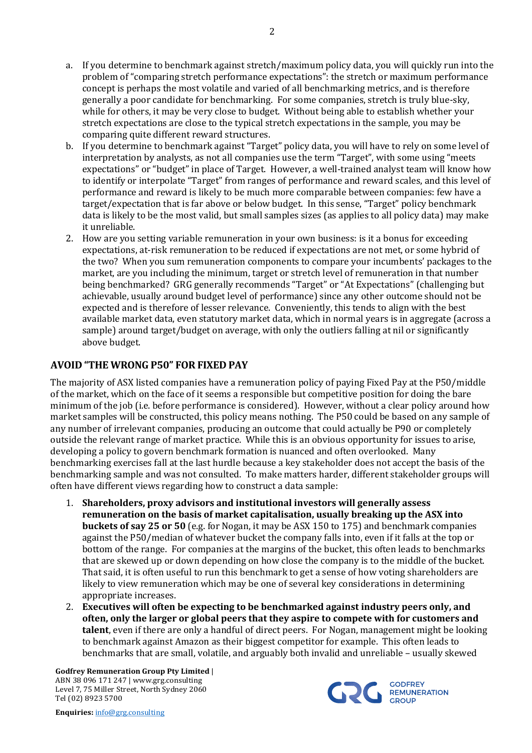a. If you determine to benchmark against stretch/maximum policy data, you will quickly run into the problem of "comparing stretch performance expectations": the stretch or maximum performance concept is perhaps the most volatile and varied of all benchmarking metrics, and is therefore generally a poor candidate for benchmarking. For some companies, stretch is truly blue-sky, while for others, it may be very close to budget. Without being able to establish whether your stretch expectations are close to the typical stretch expectations in the sample, you may be comparing quite different reward structures.

b. If you determine to benchmark against "Target" policy data, you will have to rely on some level of interpretation by analysts, as not all companies use the term "Target", with some using "meets expectations" or "budget" in place of Target. However, a well-trained analyst team will know how to identify or interpolate "Target" from ranges of performance and reward scales, and this level of performance and reward is likely to be much more comparable between companies: few have a target/expectation that is far above or below budget. In this sense, "Target" policy benchmark data is likely to be the most valid, but small samples sizes (as applies to all policy data) may make it unreliable.

2. How are you setting variable remuneration in your own business: is it a bonus for exceeding expectations, at-risk remuneration to be reduced if expectations are not met, or some hybrid of the two? When you sum remuneration components to compare your incumbents' packages to the market, are you including the minimum, target or stretch level of remuneration in that number being benchmarked? GRG generally recommends "Target" or "At Expectations" (challenging but achievable, usually around budget level of performance) since any other outcome should not be expected and is therefore of lesser relevance. Conveniently, this tends to align with the best available market data, even statutory market data, which in normal years is in aggregate (across a sample) around target/budget on average, with only the outliers falling at nil or significantly above budget.

## AVOID "THE WRONG P50" FOR FIXED PAY

The majority of ASX listed companies have a remuneration policy of paying Fixed Pay at the P50/middle of the market, which on the face of it seems a responsible but competitive position for doing the bare minimum of the job (i.e. before performance is considered). However, without a clear policy around how market samples will be constructed, this policy means nothing. The P50 could be based on any sample of any number of irrelevant companies, producing an outcome that could actually be P90 or completely outside the relevant range of market practice. While this is an obvious opportunity for issues to arise, developing a policy to govern benchmark formation is nuanced and often overlooked. Many benchmarking exercises fall at the last hurdle because a key stakeholder does not accept the basis of the benchmarking sample and was not consulted. To make matters harder, different stakeholder groups will often have different views regarding how to construct a data sample:

1. **Shareholders, proxy advisors and institutional investors will generally assess remuneration on the basis of market capitalisation, usually breaking up the ASX into buckets of say 25 or 50** (e.g. for Nogan, it may be ASX 150 to 175) and benchmark companies against the P50/median of whatever bucket the company falls into, even if it falls at the top or bottom of the range. For companies at the margins of the bucket, this often leads to benchmarks that are skewed up or down depending on how close the company is to the middle of the bucket. That said, it is often useful to run this benchmark to get a sense of how voting shareholders are likely to view remuneration which may be one of several key considerations in determining appropriate increases.
2. **Executives will often be expecting to be benchmarked against industry peers only, and often, only the larger or global peers that they aspire to compete with for customers and talent**, even if there are only a handful of direct peers. For Nogan, management might be looking to benchmark against Amazon as their biggest competitor for example. This often leads to benchmarks that are small, volatile, and arguably both invalid and unreliable – usually skewed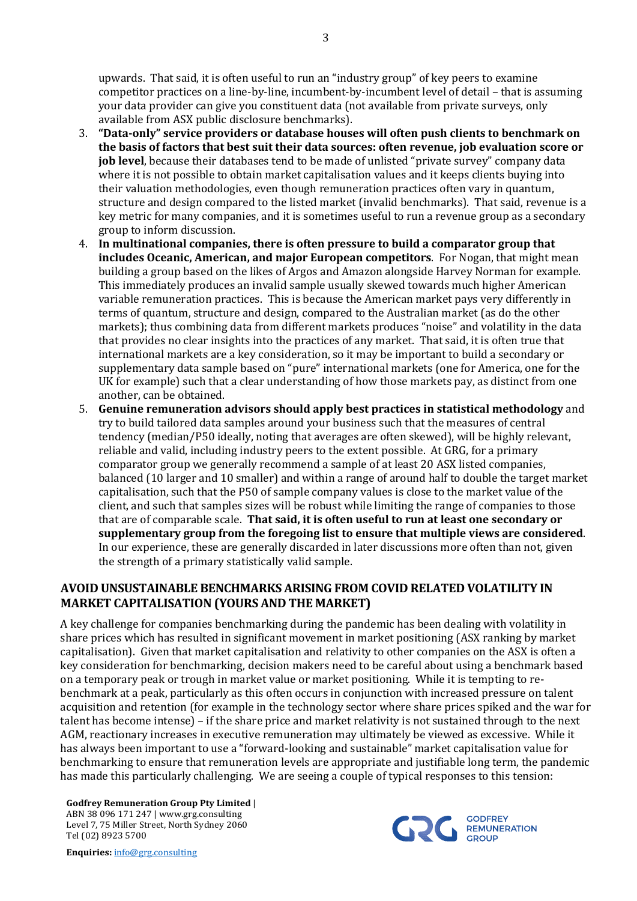upwards. That said, it is often useful to run an "industry group" of key peers to examine competitor practices on a line-by-line, incumbent-by-incumbent level of detail – that is assuming your data provider can give you constituent data (not available from private surveys, only available from ASX public disclosure benchmarks).

3. **"Data-only" service providers or database houses will often push clients to benchmark on the basis of factors that best suit their data sources: often revenue, job evaluation score or job level**, because their databases tend to be made of unlisted "private survey" company data where it is not possible to obtain market capitalisation values and it keeps clients buying into their valuation methodologies, even though remuneration practices often vary in quantum, structure and design compared to the listed market (invalid benchmarks). That said, revenue is a key metric for many companies, and it is sometimes useful to run a revenue group as a secondary group to inform discussion.
4. **In multinational companies, there is often pressure to build a comparator group that includes Oceanic, American, and major European competitors**. For Nogan, that might mean building a group based on the likes of Argos and Amazon alongside Harvey Norman for example. This immediately produces an invalid sample usually skewed towards much higher American variable remuneration practices. This is because the American market pays very differently in terms of quantum, structure and design, compared to the Australian market (as do the other markets); thus combining data from different markets produces "noise" and volatility in the data that provides no clear insights into the practices of any market. That said, it is often true that international markets are a key consideration, so it may be important to build a secondary or supplementary data sample based on "pure" international markets (one for America, one for the UK for example) such that a clear understanding of how those markets pay, as distinct from one another, can be obtained.
5. **Genuine remuneration advisors should apply best practices in statistical methodology** and try to build tailored data samples around your business such that the measures of central tendency (median/P50 ideally, noting that averages are often skewed), will be highly relevant, reliable and valid, including industry peers to the extent possible. At GRG, for a primary comparator group we generally recommend a sample of at least 20 ASX listed companies, balanced (10 larger and 10 smaller) and within a range of around half to double the target market capitalisation, such that the P50 of sample company values is close to the market value of the client, and such that samples sizes will be robust while limiting the range of companies to those that are of comparable scale. **That said, it is often useful to run at least one secondary or supplementary group from the foregoing list to ensure that multiple views are considered**. In our experience, these are generally discarded in later discussions more often than not, given the strength of a primary statistically valid sample.

## AVOID UNSUSTAINABLE BENCHMARKS ARISING FROM COVID RELATED VOLATILITY IN MARKET CAPITALISATION (YOURS AND THE MARKET)

A key challenge for companies benchmarking during the pandemic has been dealing with volatility in share prices which has resulted in significant movement in market positioning (ASX ranking by market capitalisation). Given that market capitalisation and relativity to other companies on the ASX is often a key consideration for benchmarking, decision makers need to be careful about using a benchmark based on a temporary peak or trough in market value or market positioning. While it is tempting to re-benchmark at a peak, particularly as this often occurs in conjunction with increased pressure on talent acquisition and retention (for example in the technology sector where share prices spiked and the war for talent has become intense) – if the share price and market relativity is not sustained through to the next AGM, reactionary increases in executive remuneration may ultimately be viewed as excessive. While it has always been important to use a "forward-looking and sustainable" market capitalisation value for benchmarking to ensure that remuneration levels are appropriate and justifiable long term, the pandemic has made this particularly challenging. We are seeing a couple of typical responses to this tension: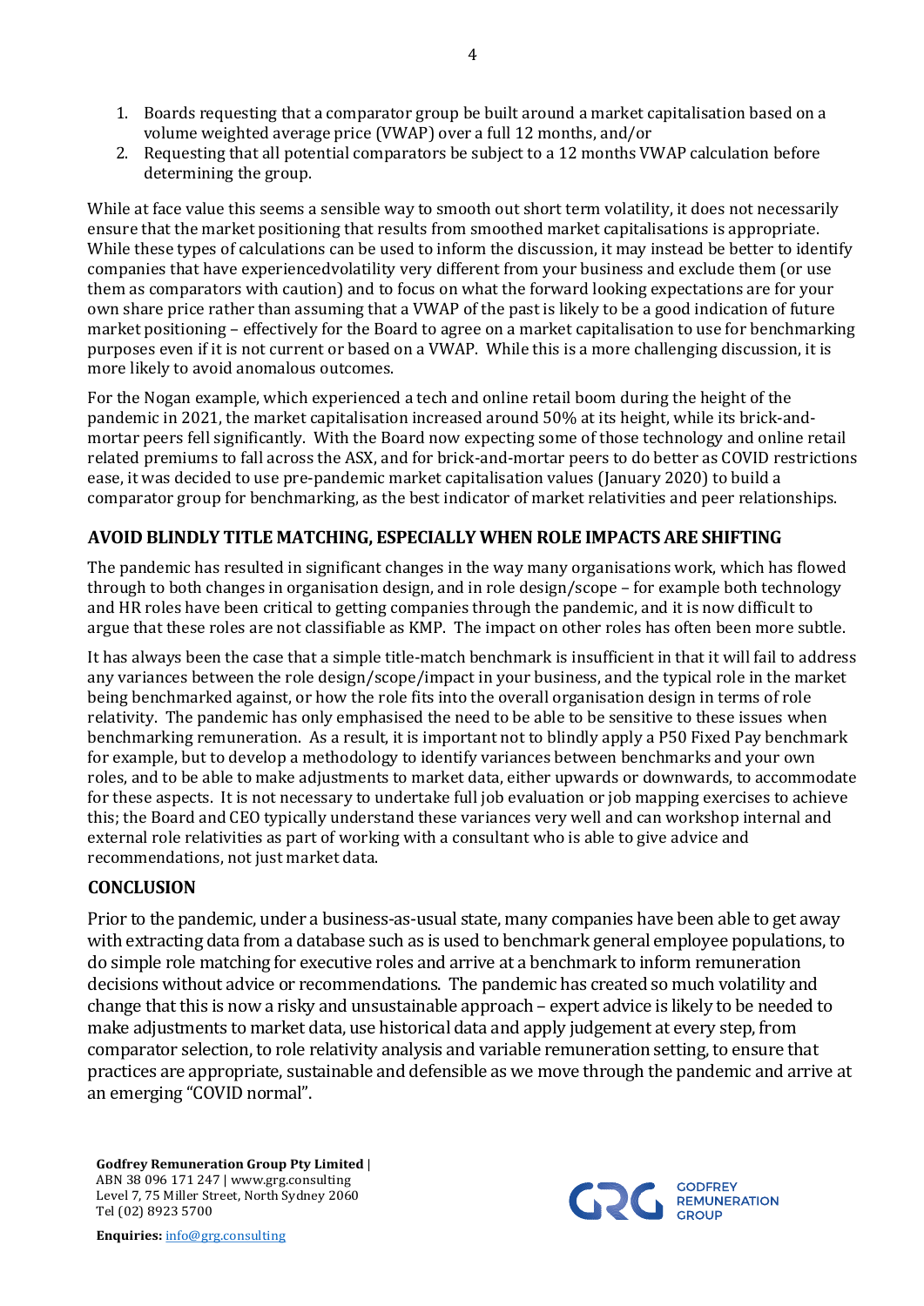1. Boards requesting that a comparator group be built around a market capitalisation based on a volume weighted average price (VWAP) over a full 12 months, and/or
2. Requesting that all potential comparators be subject to a 12 months VWAP calculation before determining the group.

While at face value this seems a sensible way to smooth out short term volatility, it does not necessarily ensure that the market positioning that results from smoothed market capitalisations is appropriate. While these types of calculations can be used to inform the discussion, it may instead be better to identify companies that have experiencedvolatility very different from your business and exclude them (or use them as comparators with caution) and to focus on what the forward looking expectations are for your own share price rather than assuming that a VWAP of the past is likely to be a good indication of future market positioning – effectively for the Board to agree on a market capitalisation to use for benchmarking purposes even if it is not current or based on a VWAP. While this is a more challenging discussion, it is more likely to avoid anomalous outcomes.

For the Nogan example, which experienced a tech and online retail boom during the height of the pandemic in 2021, the market capitalisation increased around 50% at its height, while its brick-and-mortar peers fell significantly. With the Board now expecting some of those technology and online retail related premiums to fall across the ASX, and for brick-and-mortar peers to do better as COVID restrictions ease, it was decided to use pre-pandemic market capitalisation values (January 2020) to build a comparator group for benchmarking, as the best indicator of market relativities and peer relationships.

## AVOID BLINDLY TITLE MATCHING, ESPECIALLY WHEN ROLE IMPACTS ARE SHIFTING

The pandemic has resulted in significant changes in the way many organisations work, which has flowed through to both changes in organisation design, and in role design/scope – for example both technology and HR roles have been critical to getting companies through the pandemic, and it is now difficult to argue that these roles are not classifiable as KMP. The impact on other roles has often been more subtle.

It has always been the case that a simple title-match benchmark is insufficient in that it will fail to address any variances between the role design/scope/impact in your business, and the typical role in the market being benchmarked against, or how the role fits into the overall organisation design in terms of role relativity. The pandemic has only emphasised the need to be able to be sensitive to these issues when benchmarking remuneration. As a result, it is important not to blindly apply a P50 Fixed Pay benchmark for example, but to develop a methodology to identify variances between benchmarks and your own roles, and to be able to make adjustments to market data, either upwards or downwards, to accommodate for these aspects. It is not necessary to undertake full job evaluation or job mapping exercises to achieve this; the Board and CEO typically understand these variances very well and can workshop internal and external role relativities as part of working with a consultant who is able to give advice and recommendations, not just market data.

## CONCLUSION

Prior to the pandemic, under a business-as-usual state, many companies have been able to get away with extracting data from a database such as is used to benchmark general employee populations, to do simple role matching for executive roles and arrive at a benchmark to inform remuneration decisions without advice or recommendations. The pandemic has created so much volatility and change that this is now a risky and unsustainable approach – expert advice is likely to be needed to make adjustments to market data, use historical data and apply judgement at every step, from comparator selection, to role relativity analysis and variable remuneration setting, to ensure that practices are appropriate, sustainable and defensible as we move through the pandemic and arrive at an emerging "COVID normal".

**Godfrey Remuneration Group Pty Limited** |
ABN 38 096 171 247 | www.grg.consulting
Level 7, 75 Miller Street, North Sydney 2060
Tel (02) 8923 5700

**Enquiries:** info@grg.consulting